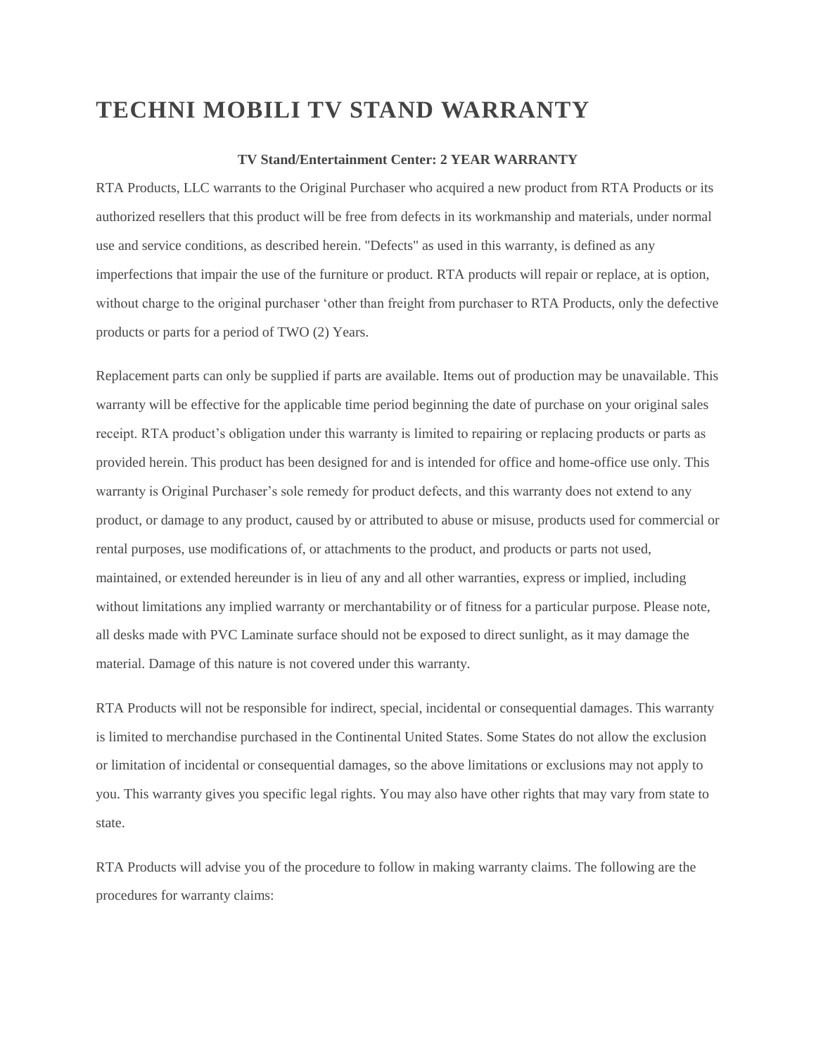# TECHNI MOBILI TV STAND WARRANTY

**TV Stand/Entertainment Center: 2 YEAR WARRANTY**

RTA Products, LLC warrants to the Original Purchaser who acquired a new product from RTA Products or its authorized resellers that this product will be free from defects in its workmanship and materials, under normal use and service conditions, as described herein. "Defects" as used in this warranty, is defined as any imperfections that impair the use of the furniture or product. RTA products will repair or replace, at is option, without charge to the original purchaser 'other than freight from purchaser to RTA Products, only the defective products or parts for a period of TWO (2) Years.

Replacement parts can only be supplied if parts are available. Items out of production may be unavailable. This warranty will be effective for the applicable time period beginning the date of purchase on your original sales receipt. RTA product's obligation under this warranty is limited to repairing or replacing products or parts as provided herein. This product has been designed for and is intended for office and home-office use only. This warranty is Original Purchaser's sole remedy for product defects, and this warranty does not extend to any product, or damage to any product, caused by or attributed to abuse or misuse, products used for commercial or rental purposes, use modifications of, or attachments to the product, and products or parts not used, maintained, or extended hereunder is in lieu of any and all other warranties, express or implied, including without limitations any implied warranty or merchantability or of fitness for a particular purpose. Please note, all desks made with PVC Laminate surface should not be exposed to direct sunlight, as it may damage the material. Damage of this nature is not covered under this warranty.

RTA Products will not be responsible for indirect, special, incidental or consequential damages. This warranty is limited to merchandise purchased in the Continental United States. Some States do not allow the exclusion or limitation of incidental or consequential damages, so the above limitations or exclusions may not apply to you. This warranty gives you specific legal rights. You may also have other rights that may vary from state to state.

RTA Products will advise you of the procedure to follow in making warranty claims. The following are the procedures for warranty claims: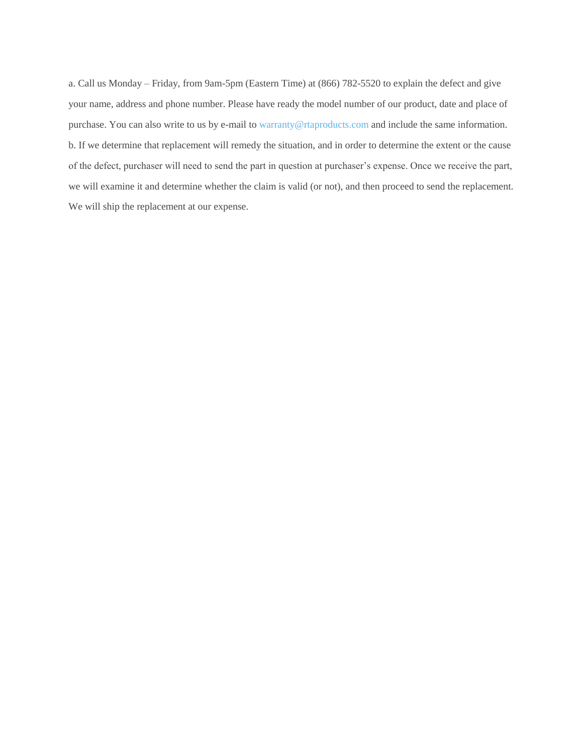a. Call us Monday – Friday, from 9am-5pm (Eastern Time) at (866) 782-5520 to explain the defect and give your name, address and phone number. Please have ready the model number of our product, date and place of purchase. You can also write to us by e-mail to warranty@rtaproducts.com and include the same information.

b. If we determine that replacement will remedy the situation, and in order to determine the extent or the cause of the defect, purchaser will need to send the part in question at purchaser's expense. Once we receive the part, we will examine it and determine whether the claim is valid (or not), and then proceed to send the replacement. We will ship the replacement at our expense.